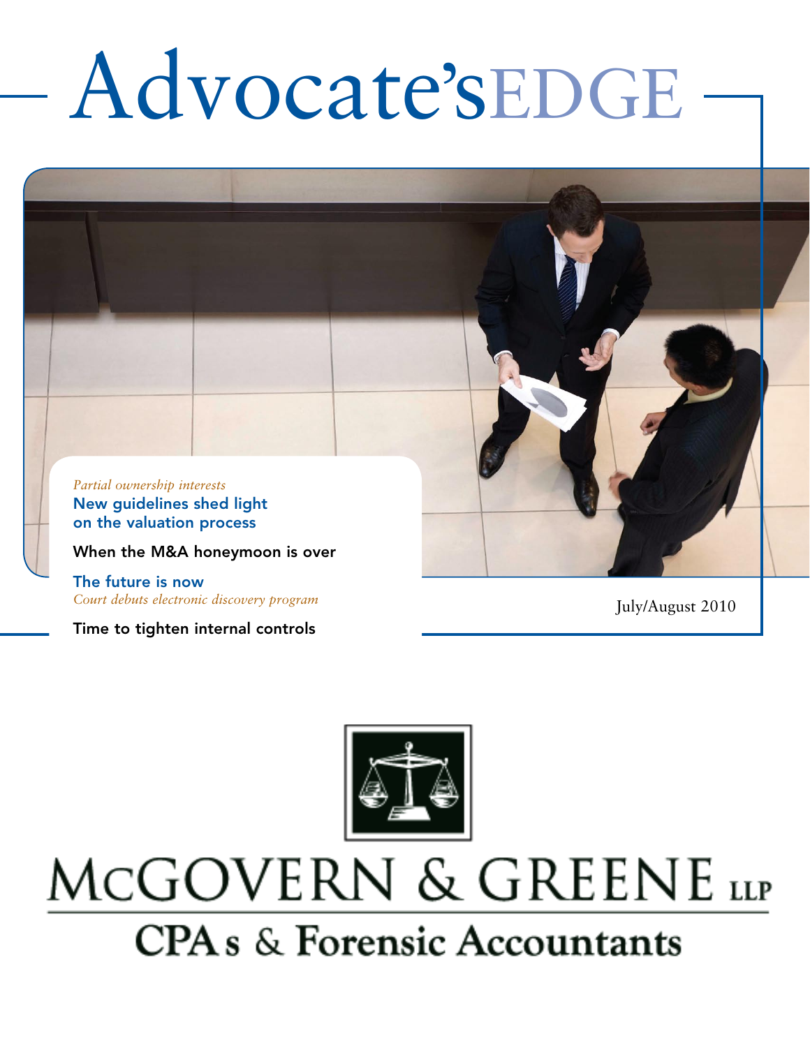# Advocate'sEDGE

*Partial ownership interests*
**New guidelines shed light on the valuation process**

**When the M&A honeymoon is over**

**The future is now**
*Court debuts electronic discovery program*

**Time to tighten internal controls**

July/August 2010

McGOVERN & GREENE LLP

CPAs & Forensic Accountants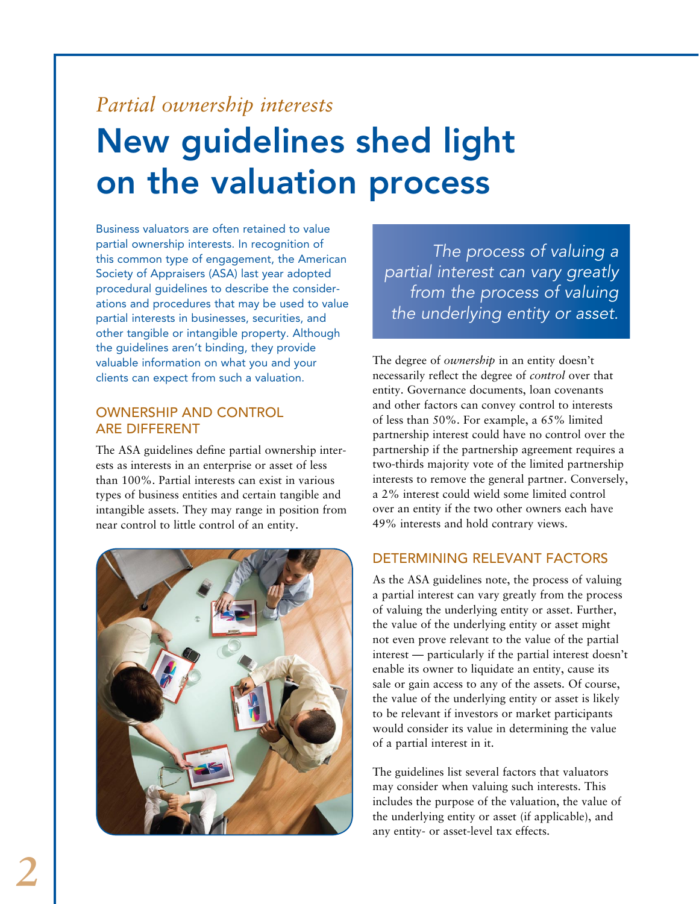*Partial ownership interests*

# New guidelines shed light on the valuation process

Business valuators are often retained to value partial ownership interests. In recognition of this common type of engagement, the American Society of Appraisers (ASA) last year adopted procedural guidelines to describe the considerations and procedures that may be used to value partial interests in businesses, securities, and other tangible or intangible property. Although the guidelines aren't binding, they provide valuable information on what you and your clients can expect from such a valuation.

## OWNERSHIP AND CONTROL ARE DIFFERENT

The ASA guidelines define partial ownership interests as interests in an enterprise or asset of less than 100%. Partial interests can exist in various types of business entities and certain tangible and intangible assets. They may range in position from near control to little control of an entity.

> *The process of valuing a partial interest can vary greatly from the process of valuing the underlying entity or asset.*

The degree of *ownership* in an entity doesn't necessarily reflect the degree of *control* over that entity. Governance documents, loan covenants and other factors can convey control to interests of less than 50%. For example, a 65% limited partnership interest could have no control over the partnership if the partnership agreement requires a two-thirds majority vote of the limited partnership interests to remove the general partner. Conversely, a 2% interest could wield some limited control over an entity if the two other owners each have 49% interests and hold contrary views.

## DETERMINING RELEVANT FACTORS

As the ASA guidelines note, the process of valuing a partial interest can vary greatly from the process of valuing the underlying entity or asset. Further, the value of the underlying entity or asset might not even prove relevant to the value of the partial interest — particularly if the partial interest doesn't enable its owner to liquidate an entity, cause its sale or gain access to any of the assets. Of course, the value of the underlying entity or asset is likely to be relevant if investors or market participants would consider its value in determining the value of a partial interest in it.

The guidelines list several factors that valuators may consider when valuing such interests. This includes the purpose of the valuation, the value of the underlying entity or asset (if applicable), and any entity- or asset-level tax effects.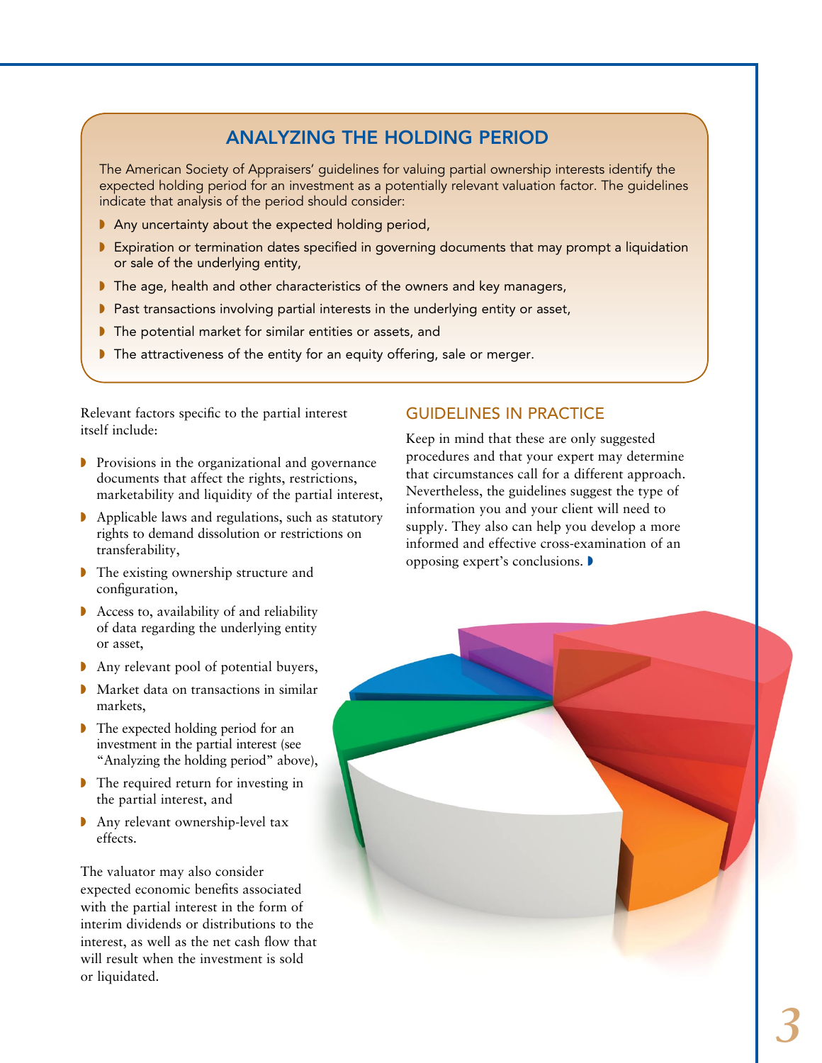## ANALYZING THE HOLDING PERIOD

The American Society of Appraisers' guidelines for valuing partial ownership interests identify the expected holding period for an investment as a potentially relevant valuation factor. The guidelines indicate that analysis of the period should consider:

- Any uncertainty about the expected holding period,
- Expiration or termination dates specified in governing documents that may prompt a liquidation or sale of the underlying entity,
- The age, health and other characteristics of the owners and key managers,
- Past transactions involving partial interests in the underlying entity or asset,
- The potential market for similar entities or assets, and
- The attractiveness of the entity for an equity offering, sale or merger.

Relevant factors specific to the partial interest itself include:

- Provisions in the organizational and governance documents that affect the rights, restrictions, marketability and liquidity of the partial interest,
- Applicable laws and regulations, such as statutory rights to demand dissolution or restrictions on transferability,
- The existing ownership structure and configuration,
- Access to, availability of and reliability of data regarding the underlying entity or asset,
- Any relevant pool of potential buyers,
- Market data on transactions in similar markets,
- The expected holding period for an investment in the partial interest (see "Analyzing the holding period" above),
- The required return for investing in the partial interest, and
- Any relevant ownership-level tax effects.

The valuator may also consider expected economic benefits associated with the partial interest in the form of interim dividends or distributions to the interest, as well as the net cash flow that will result when the investment is sold or liquidated.

## GUIDELINES IN PRACTICE

Keep in mind that these are only suggested procedures and that your expert may determine that circumstances call for a different approach. Nevertheless, the guidelines suggest the type of information you and your client will need to supply. They also can help you develop a more informed and effective cross-examination of an opposing expert's conclusions.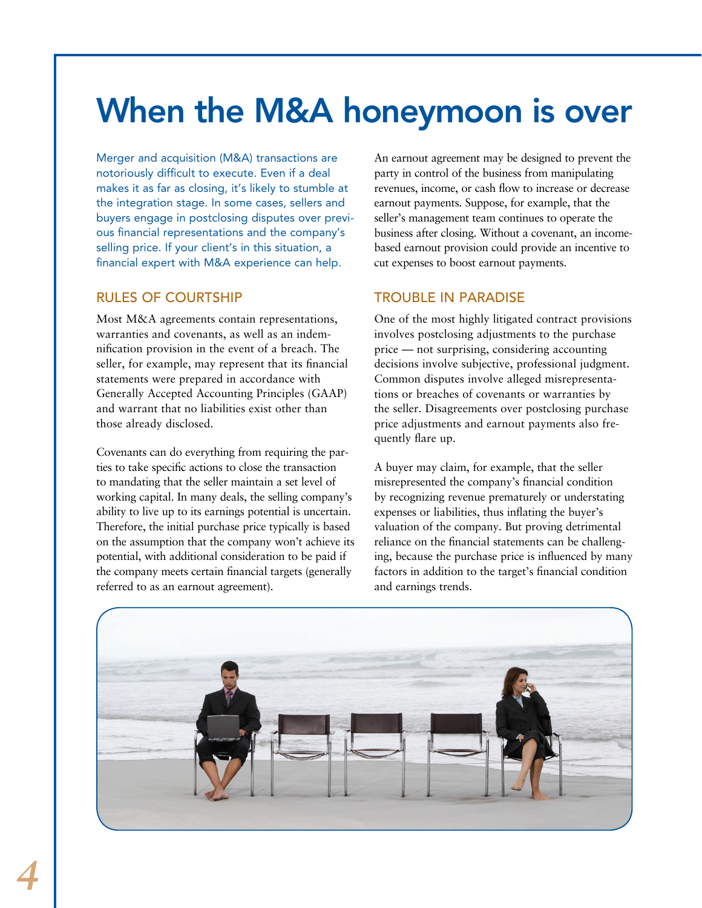# When the M&A honeymoon is over

Merger and acquisition (M&A) transactions are notoriously difficult to execute. Even if a deal makes it as far as closing, it's likely to stumble at the integration stage. In some cases, sellers and buyers engage in postclosing disputes over previous financial representations and the company's selling price. If your client's in this situation, a financial expert with M&A experience can help.

## RULES OF COURTSHIP

Most M&A agreements contain representations, warranties and covenants, as well as an indemnification provision in the event of a breach. The seller, for example, may represent that its financial statements were prepared in accordance with Generally Accepted Accounting Principles (GAAP) and warrant that no liabilities exist other than those already disclosed.

Covenants can do everything from requiring the parties to take specific actions to close the transaction to mandating that the seller maintain a set level of working capital. In many deals, the selling company's ability to live up to its earnings potential is uncertain. Therefore, the initial purchase price typically is based on the assumption that the company won't achieve its potential, with additional consideration to be paid if the company meets certain financial targets (generally referred to as an earnout agreement).

An earnout agreement may be designed to prevent the party in control of the business from manipulating revenues, income, or cash flow to increase or decrease earnout payments. Suppose, for example, that the seller's management team continues to operate the business after closing. Without a covenant, an income-based earnout provision could provide an incentive to cut expenses to boost earnout payments.

## TROUBLE IN PARADISE

One of the most highly litigated contract provisions involves postclosing adjustments to the purchase price — not surprising, considering accounting decisions involve subjective, professional judgment. Common disputes involve alleged misrepresentations or breaches of covenants or warranties by the seller. Disagreements over postclosing purchase price adjustments and earnout payments also frequently flare up.

A buyer may claim, for example, that the seller misrepresented the company's financial condition by recognizing revenue prematurely or understating expenses or liabilities, thus inflating the buyer's valuation of the company. But proving detrimental reliance on the financial statements can be challenging, because the purchase price is influenced by many factors in addition to the target's financial condition and earnings trends.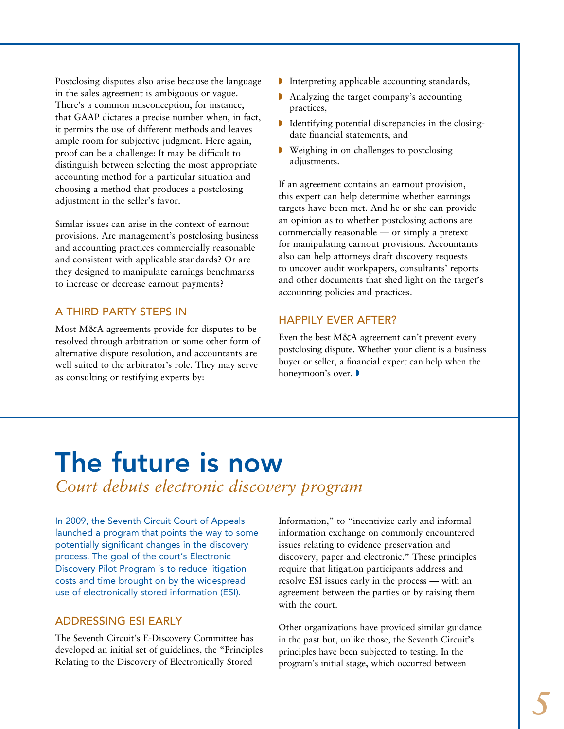Postclosing disputes also arise because the language in the sales agreement is ambiguous or vague. There's a common misconception, for instance, that GAAP dictates a precise number when, in fact, it permits the use of different methods and leaves ample room for subjective judgment. Here again, proof can be a challenge: It may be difficult to distinguish between selecting the most appropriate accounting method for a particular situation and choosing a method that produces a postclosing adjustment in the seller's favor.

Similar issues can arise in the context of earnout provisions. Are management's postclosing business and accounting practices commercially reasonable and consistent with applicable standards? Or are they designed to manipulate earnings benchmarks to increase or decrease earnout payments?

### A THIRD PARTY STEPS IN

Most M&A agreements provide for disputes to be resolved through arbitration or some other form of alternative dispute resolution, and accountants are well suited to the arbitrator's role. They may serve as consulting or testifying experts by:

- Interpreting applicable accounting standards,
- Analyzing the target company's accounting practices,
- Identifying potential discrepancies in the closing-date financial statements, and
- Weighing in on challenges to postclosing adjustments.

If an agreement contains an earnout provision, this expert can help determine whether earnings targets have been met. And he or she can provide an opinion as to whether postclosing actions are commercially reasonable — or simply a pretext for manipulating earnout provisions. Accountants also can help attorneys draft discovery requests to uncover audit workpapers, consultants' reports and other documents that shed light on the target's accounting policies and practices.

### HAPPILY EVER AFTER?

Even the best M&A agreement can't prevent every postclosing dispute. Whether your client is a business buyer or seller, a financial expert can help when the honeymoon's over.

# The future is now

*Court debuts electronic discovery program*

In 2009, the Seventh Circuit Court of Appeals launched a program that points the way to some potentially significant changes in the discovery process. The goal of the court's Electronic Discovery Pilot Program is to reduce litigation costs and time brought on by the widespread use of electronically stored information (ESI).

### ADDRESSING ESI EARLY

The Seventh Circuit's E-Discovery Committee has developed an initial set of guidelines, the "Principles Relating to the Discovery of Electronically Stored Information," to "incentivize early and informal information exchange on commonly encountered issues relating to evidence preservation and discovery, paper and electronic." These principles require that litigation participants address and resolve ESI issues early in the process — with an agreement between the parties or by raising them with the court.

Other organizations have provided similar guidance in the past but, unlike those, the Seventh Circuit's principles have been subjected to testing. In the program's initial stage, which occurred between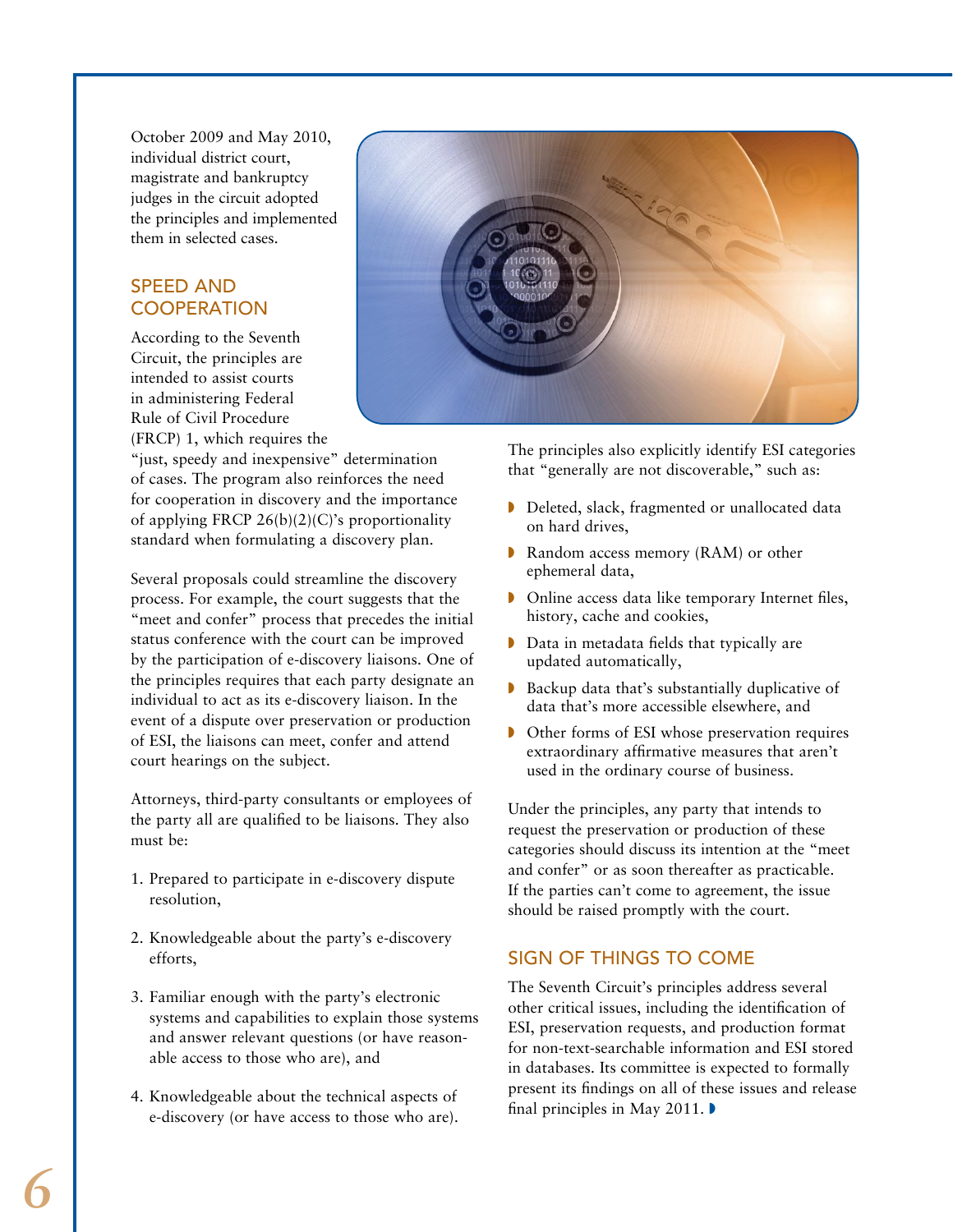October 2009 and May 2010, individual district court, magistrate and bankruptcy judges in the circuit adopted the principles and implemented them in selected cases.

## SPEED AND COOPERATION

According to the Seventh Circuit, the principles are intended to assist courts in administering Federal Rule of Civil Procedure (FRCP) 1, which requires the "just, speedy and inexpensive" determination of cases. The program also reinforces the need for cooperation in discovery and the importance of applying FRCP 26(b)(2)(C)'s proportionality standard when formulating a discovery plan.

Several proposals could streamline the discovery process. For example, the court suggests that the "meet and confer" process that precedes the initial status conference with the court can be improved by the participation of e-discovery liaisons. One of the principles requires that each party designate an individual to act as its e-discovery liaison. In the event of a dispute over preservation or production of ESI, the liaisons can meet, confer and attend court hearings on the subject.

Attorneys, third-party consultants or employees of the party all are qualified to be liaisons. They also must be:

1. Prepared to participate in e-discovery dispute resolution,
2. Knowledgeable about the party's e-discovery efforts,
3. Familiar enough with the party's electronic systems and capabilities to explain those systems and answer relevant questions (or have reasonable access to those who are), and
4. Knowledgeable about the technical aspects of e-discovery (or have access to those who are).

The principles also explicitly identify ESI categories that "generally are not discoverable," such as:

- Deleted, slack, fragmented or unallocated data on hard drives,
- Random access memory (RAM) or other ephemeral data,
- Online access data like temporary Internet files, history, cache and cookies,
- Data in metadata fields that typically are updated automatically,
- Backup data that's substantially duplicative of data that's more accessible elsewhere, and
- Other forms of ESI whose preservation requires extraordinary affirmative measures that aren't used in the ordinary course of business.

Under the principles, any party that intends to request the preservation or production of these categories should discuss its intention at the "meet and confer" or as soon thereafter as practicable. If the parties can't come to agreement, the issue should be raised promptly with the court.

## SIGN OF THINGS TO COME

The Seventh Circuit's principles address several other critical issues, including the identification of ESI, preservation requests, and production format for non-text-searchable information and ESI stored in databases. Its committee is expected to formally present its findings on all of these issues and release final principles in May 2011.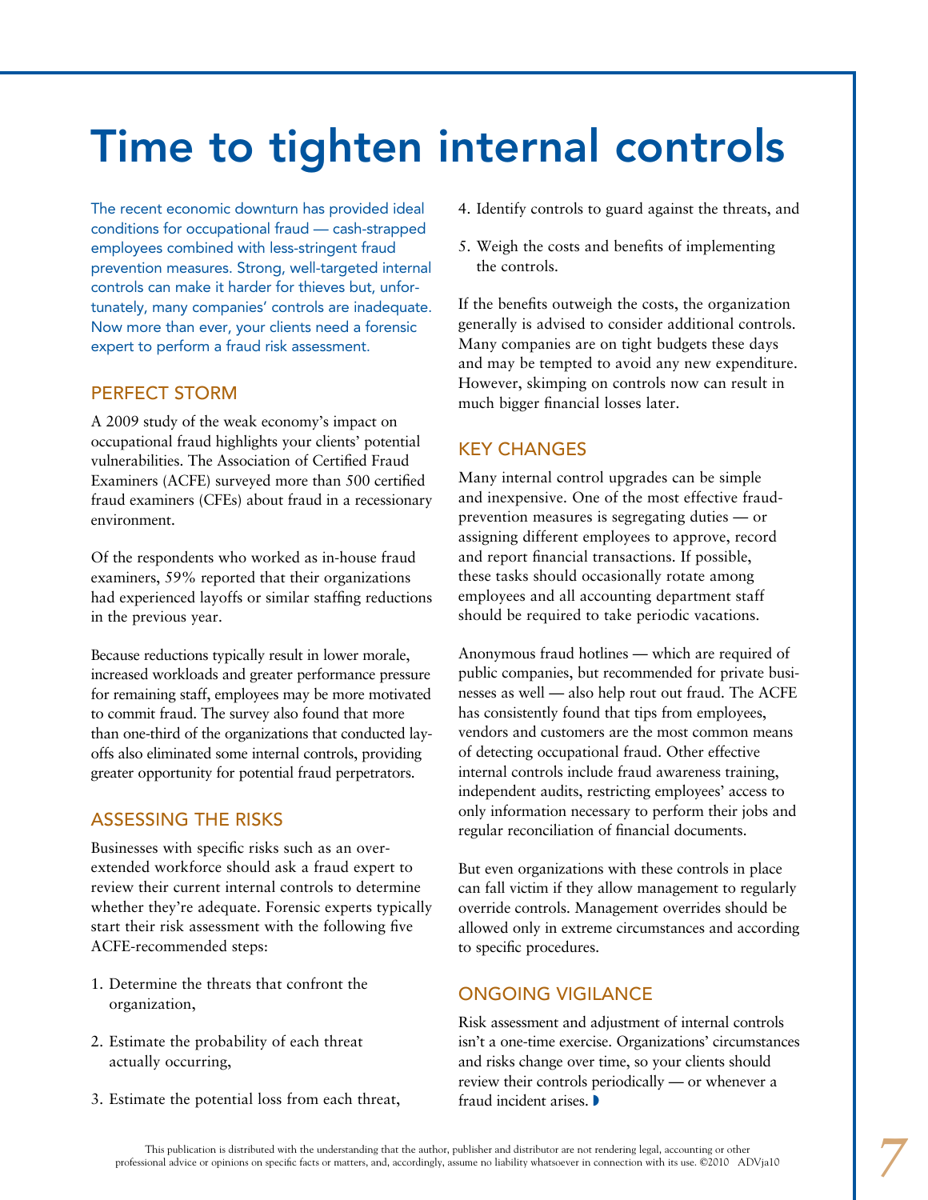# Time to tighten internal controls

The recent economic downturn has provided ideal conditions for occupational fraud — cash-strapped employees combined with less-stringent fraud prevention measures. Strong, well-targeted internal controls can make it harder for thieves but, unfortunately, many companies' controls are inadequate. Now more than ever, your clients need a forensic expert to perform a fraud risk assessment.

## PERFECT STORM

A 2009 study of the weak economy's impact on occupational fraud highlights your clients' potential vulnerabilities. The Association of Certified Fraud Examiners (ACFE) surveyed more than 500 certified fraud examiners (CFEs) about fraud in a recessionary environment.

Of the respondents who worked as in-house fraud examiners, 59% reported that their organizations had experienced layoffs or similar staffing reductions in the previous year.

Because reductions typically result in lower morale, increased workloads and greater performance pressure for remaining staff, employees may be more motivated to commit fraud. The survey also found that more than one-third of the organizations that conducted layoffs also eliminated some internal controls, providing greater opportunity for potential fraud perpetrators.

## ASSESSING THE RISKS

Businesses with specific risks such as an overextended workforce should ask a fraud expert to review their current internal controls to determine whether they're adequate. Forensic experts typically start their risk assessment with the following five ACFE-recommended steps:

1. Determine the threats that confront the organization,
2. Estimate the probability of each threat actually occurring,
3. Estimate the potential loss from each threat,
4. Identify controls to guard against the threats, and
5. Weigh the costs and benefits of implementing the controls.

If the benefits outweigh the costs, the organization generally is advised to consider additional controls. Many companies are on tight budgets these days and may be tempted to avoid any new expenditure. However, skimping on controls now can result in much bigger financial losses later.

## KEY CHANGES

Many internal control upgrades can be simple and inexpensive. One of the most effective fraud-prevention measures is segregating duties — or assigning different employees to approve, record and report financial transactions. If possible, these tasks should occasionally rotate among employees and all accounting department staff should be required to take periodic vacations.

Anonymous fraud hotlines — which are required of public companies, but recommended for private businesses as well — also help rout out fraud. The ACFE has consistently found that tips from employees, vendors and customers are the most common means of detecting occupational fraud. Other effective internal controls include fraud awareness training, independent audits, restricting employees' access to only information necessary to perform their jobs and regular reconciliation of financial documents.

But even organizations with these controls in place can fall victim if they allow management to regularly override controls. Management overrides should be allowed only in extreme circumstances and according to specific procedures.

## ONGOING VIGILANCE

Risk assessment and adjustment of internal controls isn't a one-time exercise. Organizations' circumstances and risks change over time, so your clients should review their controls periodically — or whenever a fraud incident arises.

This publication is distributed with the understanding that the author, publisher and distributor are not rendering legal, accounting or other professional advice or opinions on specific facts or matters, and, accordingly, assume no liability whatsoever in connection with its use. ©2010 ADVja10